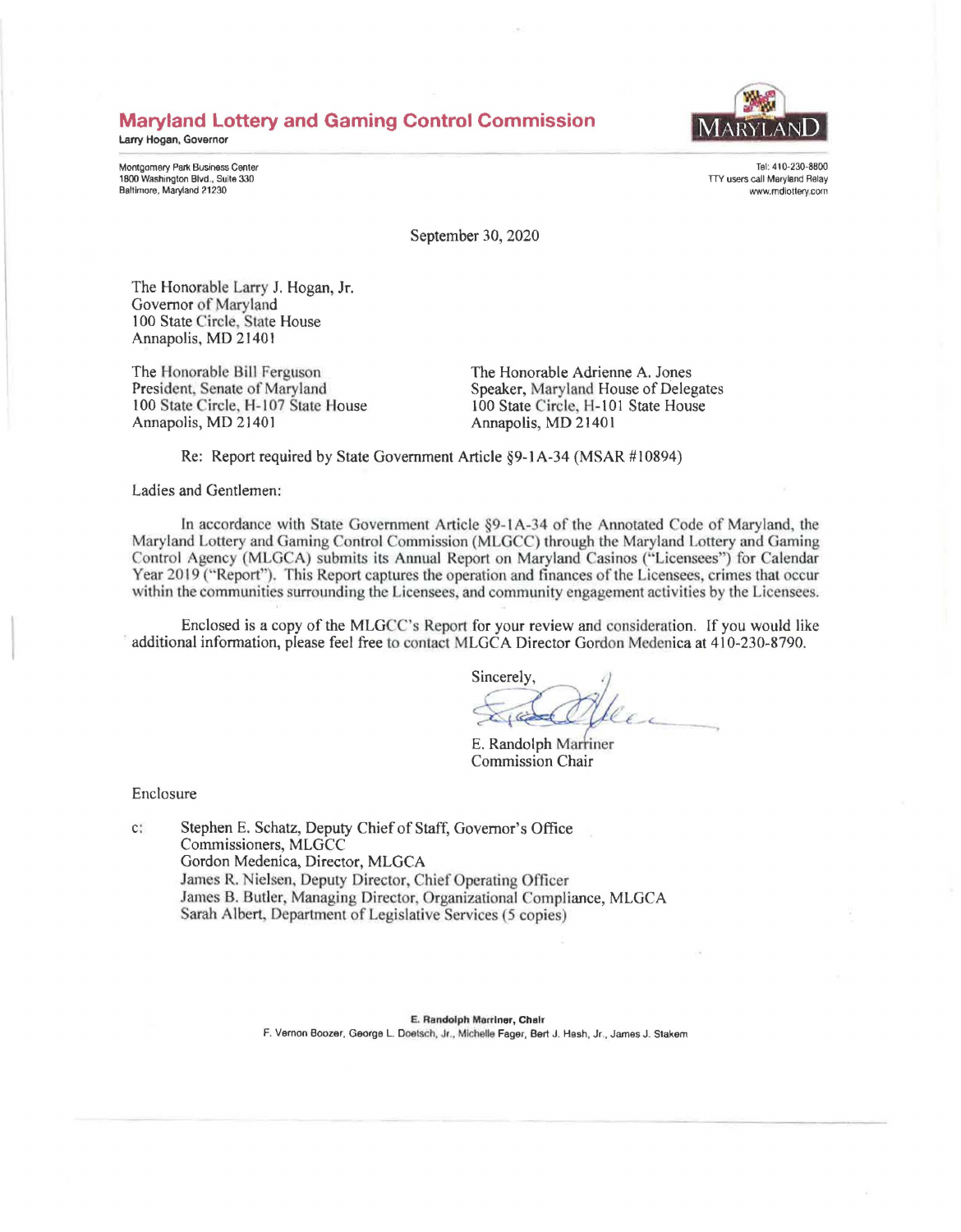**Maryland Lottery and Gaming Control Commission**

Larry Hogan, Governor

MARYLAND

Montgomery Park Business Center
1800 Washington Blvd., Suite 330
Baltimore, Maryland 21230

Tel: 410-230-8800
TTY users call Maryland Relay
www.mdlottery.com

September 30, 2020

The Honorable Larry J. Hogan, Jr.
Governor of Maryland
100 State Circle, State House
Annapolis, MD 21401

The Honorable Bill Ferguson
President, Senate of Maryland
100 State Circle, H-107 State House
Annapolis, MD 21401

The Honorable Adrienne A. Jones
Speaker, Maryland House of Delegates
100 State Circle, H-101 State House
Annapolis, MD 21401

Re: Report required by State Government Article §9-1A-34 (MSAR #10894)

Ladies and Gentlemen:

In accordance with State Government Article §9-1A-34 of the Annotated Code of Maryland, the Maryland Lottery and Gaming Control Commission (MLGCC) through the Maryland Lottery and Gaming Control Agency (MLGCA) submits its Annual Report on Maryland Casinos ("Licensees") for Calendar Year 2019 ("Report"). This Report captures the operation and finances of the Licensees, crimes that occur within the communities surrounding the Licensees, and community engagement activities by the Licensees.

Enclosed is a copy of the MLGCC's Report for your review and consideration. If you would like additional information, please feel free to contact MLGCA Director Gordon Medenica at 410-230-8790.

Sincerely,

E. Randolph Marriner
Commission Chair

Enclosure

c: Stephen E. Schatz, Deputy Chief of Staff, Governor's Office
Commissioners, MLGCC
Gordon Medenica, Director, MLGCA
James R. Nielsen, Deputy Director, Chief Operating Officer
James B. Butler, Managing Director, Organizational Compliance, MLGCA
Sarah Albert, Department of Legislative Services (5 copies)

**E. Randolph Marriner, Chair**
F. Vernon Boozer, George L. Doetsch, Jr., Michelle Fager, Bert J. Hash, Jr., James J. Stakem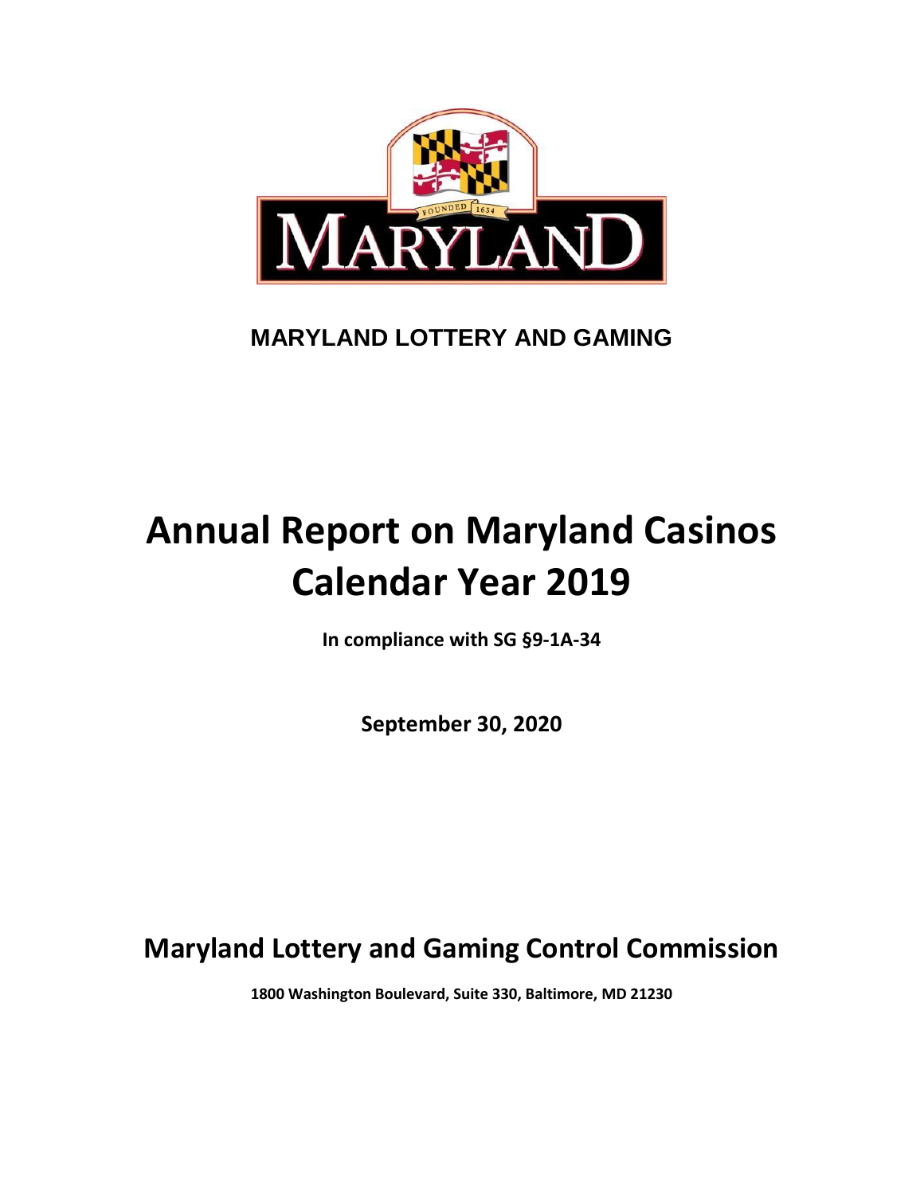**MARYLAND LOTTERY AND GAMING**

# Annual Report on Maryland Casinos Calendar Year 2019

**In compliance with SG §9-1A-34**

**September 30, 2020**

## Maryland Lottery and Gaming Control Commission

**1800 Washington Boulevard, Suite 330, Baltimore, MD 21230**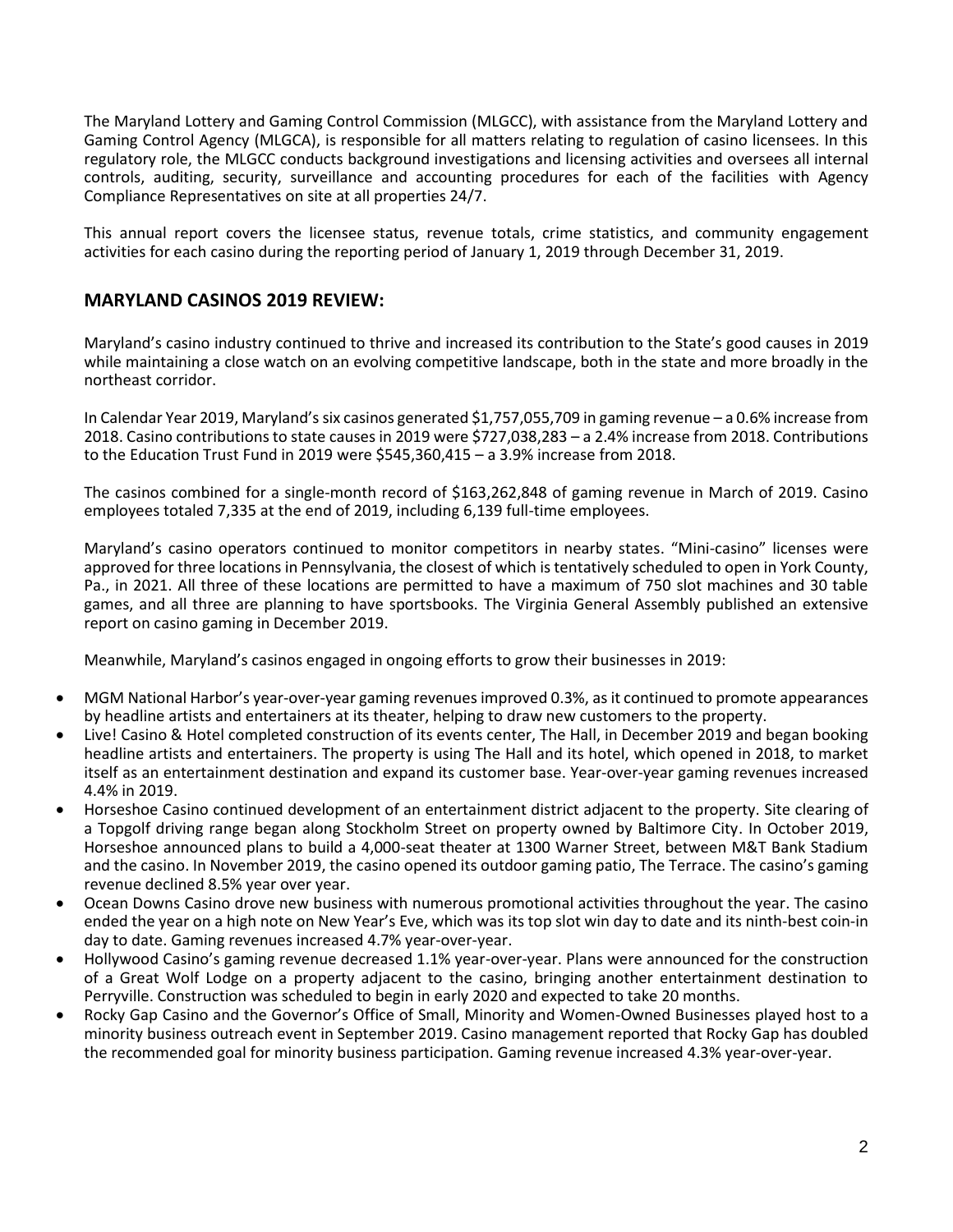The Maryland Lottery and Gaming Control Commission (MLGCC), with assistance from the Maryland Lottery and Gaming Control Agency (MLGCA), is responsible for all matters relating to regulation of casino licensees. In this regulatory role, the MLGCC conducts background investigations and licensing activities and oversees all internal controls, auditing, security, surveillance and accounting procedures for each of the facilities with Agency Compliance Representatives on site at all properties 24/7.

This annual report covers the licensee status, revenue totals, crime statistics, and community engagement activities for each casino during the reporting period of January 1, 2019 through December 31, 2019.

## MARYLAND CASINOS 2019 REVIEW:

Maryland's casino industry continued to thrive and increased its contribution to the State's good causes in 2019 while maintaining a close watch on an evolving competitive landscape, both in the state and more broadly in the northeast corridor.

In Calendar Year 2019, Maryland's six casinos generated $1,757,055,709 in gaming revenue – a 0.6% increase from 2018. Casino contributions to state causes in 2019 were $727,038,283 – a 2.4% increase from 2018. Contributions to the Education Trust Fund in 2019 were $545,360,415 – a 3.9% increase from 2018.

The casinos combined for a single-month record of $163,262,848 of gaming revenue in March of 2019. Casino employees totaled 7,335 at the end of 2019, including 6,139 full-time employees.

Maryland's casino operators continued to monitor competitors in nearby states. "Mini-casino" licenses were approved for three locations in Pennsylvania, the closest of which is tentatively scheduled to open in York County, Pa., in 2021. All three of these locations are permitted to have a maximum of 750 slot machines and 30 table games, and all three are planning to have sportsbooks. The Virginia General Assembly published an extensive report on casino gaming in December 2019.

Meanwhile, Maryland's casinos engaged in ongoing efforts to grow their businesses in 2019:

- MGM National Harbor's year-over-year gaming revenues improved 0.3%, as it continued to promote appearances by headline artists and entertainers at its theater, helping to draw new customers to the property.
- Live! Casino & Hotel completed construction of its events center, The Hall, in December 2019 and began booking headline artists and entertainers. The property is using The Hall and its hotel, which opened in 2018, to market itself as an entertainment destination and expand its customer base. Year-over-year gaming revenues increased 4.4% in 2019.
- Horseshoe Casino continued development of an entertainment district adjacent to the property. Site clearing of a Topgolf driving range began along Stockholm Street on property owned by Baltimore City. In October 2019, Horseshoe announced plans to build a 4,000-seat theater at 1300 Warner Street, between M&T Bank Stadium and the casino. In November 2019, the casino opened its outdoor gaming patio, The Terrace. The casino's gaming revenue declined 8.5% year over year.
- Ocean Downs Casino drove new business with numerous promotional activities throughout the year. The casino ended the year on a high note on New Year's Eve, which was its top slot win day to date and its ninth-best coin-in day to date. Gaming revenues increased 4.7% year-over-year.
- Hollywood Casino's gaming revenue decreased 1.1% year-over-year. Plans were announced for the construction of a Great Wolf Lodge on a property adjacent to the casino, bringing another entertainment destination to Perryville. Construction was scheduled to begin in early 2020 and expected to take 20 months.
- Rocky Gap Casino and the Governor's Office of Small, Minority and Women-Owned Businesses played host to a minority business outreach event in September 2019. Casino management reported that Rocky Gap has doubled the recommended goal for minority business participation. Gaming revenue increased 4.3% year-over-year.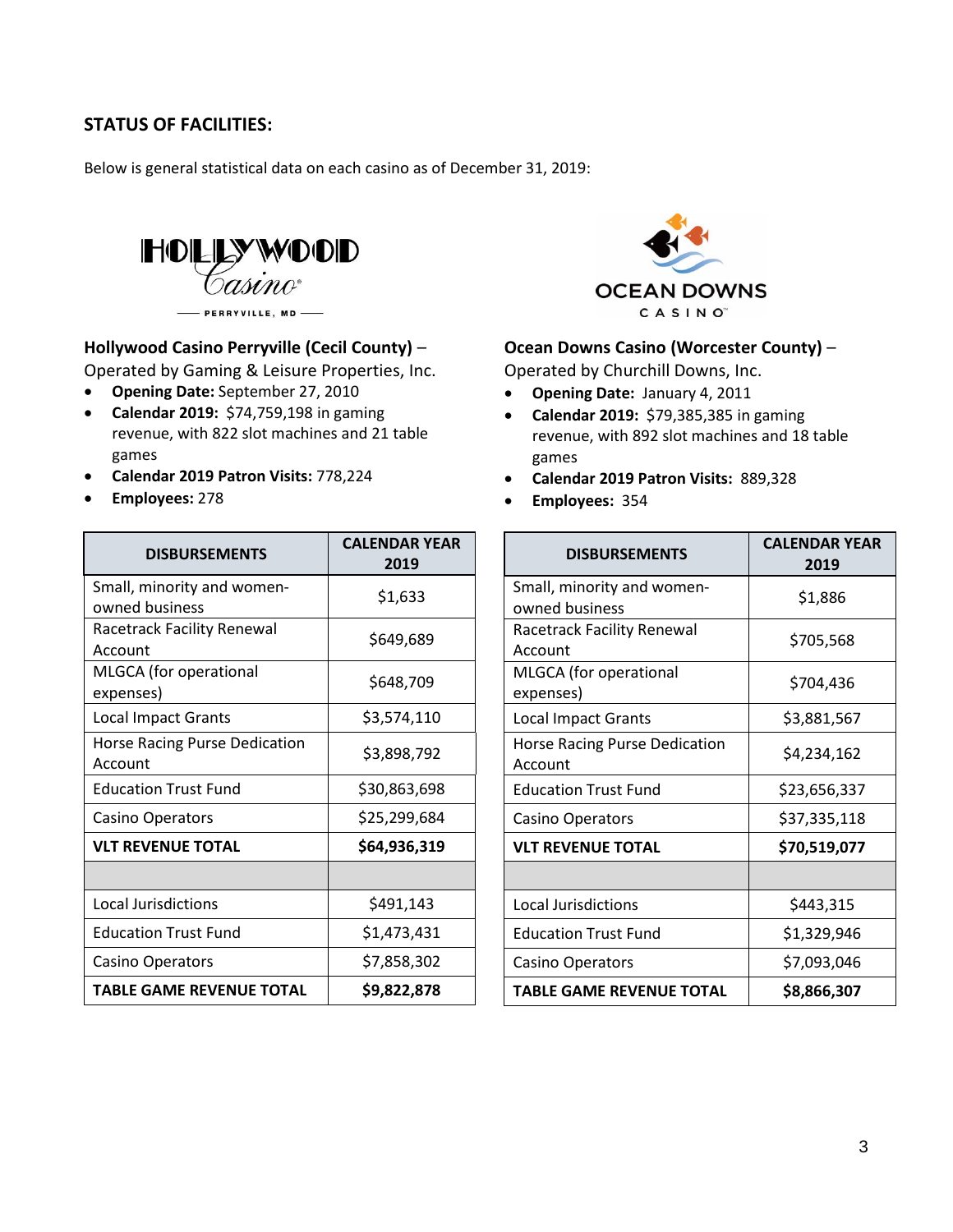## STATUS OF FACILITIES:

Below is general statistical data on each casino as of December 31, 2019:

**Hollywood Casino Perryville (Cecil County)** – Operated by Gaming & Leisure Properties, Inc.

- **Opening Date:** September 27, 2010
- **Calendar 2019:** $74,759,198 in gaming revenue, with 822 slot machines and 21 table games
- **Calendar 2019 Patron Visits:** 778,224
- **Employees:** 278

| DISBURSEMENTS | CALENDAR YEAR 2019 |
|---|---|
| Small, minority and women-owned business | $1,633 |
| Racetrack Facility Renewal Account | $649,689 |
| MLGCA (for operational expenses) | $648,709 |
| Local Impact Grants | $3,574,110 |
| Horse Racing Purse Dedication Account | $3,898,792 |
| Education Trust Fund | $30,863,698 |
| Casino Operators | $25,299,684 |
| **VLT REVENUE TOTAL** | **$64,936,319** |
| | |
| Local Jurisdictions | $491,143 |
| Education Trust Fund | $1,473,431 |
| Casino Operators | $7,858,302 |
| **TABLE GAME REVENUE TOTAL** | **$9,822,878** |

**Ocean Downs Casino (Worcester County)** – Operated by Churchill Downs, Inc.

- **Opening Date:** January 4, 2011
- **Calendar 2019:** $79,385,385 in gaming revenue, with 892 slot machines and 18 table games
- **Calendar 2019 Patron Visits:** 889,328
- **Employees:** 354

| DISBURSEMENTS | CALENDAR YEAR 2019 |
|---|---|
| Small, minority and women-owned business | $1,886 |
| Racetrack Facility Renewal Account | $705,568 |
| MLGCA (for operational expenses) | $704,436 |
| Local Impact Grants | $3,881,567 |
| Horse Racing Purse Dedication Account | $4,234,162 |
| Education Trust Fund | $23,656,337 |
| Casino Operators | $37,335,118 |
| **VLT REVENUE TOTAL** | **$70,519,077** |
| | |
| Local Jurisdictions | $443,315 |
| Education Trust Fund | $1,329,946 |
| Casino Operators | $7,093,046 |
| **TABLE GAME REVENUE TOTAL** | **$8,866,307** |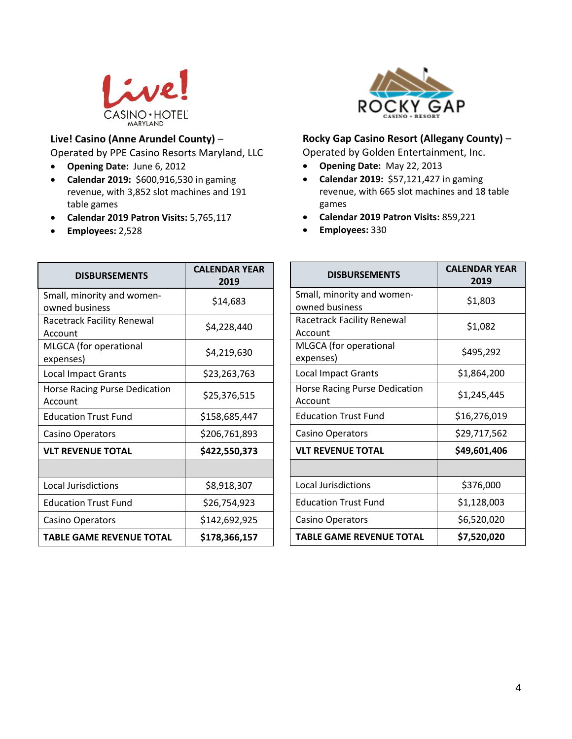### Live! Casino (Anne Arundel County) –

Operated by PPE Casino Resorts Maryland, LLC

- **Opening Date:** June 6, 2012
- **Calendar 2019:** $600,916,530 in gaming revenue, with 3,852 slot machines and 191 table games
- **Calendar 2019 Patron Visits:** 5,765,117
- **Employees:** 2,528

| DISBURSEMENTS | CALENDAR YEAR 2019 |
|---|---|
| Small, minority and women-owned business | $14,683 |
| Racetrack Facility Renewal Account | $4,228,440 |
| MLGCA (for operational expenses) | $4,219,630 |
| Local Impact Grants | $23,263,763 |
| Horse Racing Purse Dedication Account | $25,376,515 |
| Education Trust Fund | $158,685,447 |
| Casino Operators | $206,761,893 |
| **VLT REVENUE TOTAL** | **$422,550,373** |
| | |
| Local Jurisdictions | $8,918,307 |
| Education Trust Fund | $26,754,923 |
| Casino Operators | $142,692,925 |
| **TABLE GAME REVENUE TOTAL** | **$178,366,157** |

### Rocky Gap Casino Resort (Allegany County) –

Operated by Golden Entertainment, Inc.

- **Opening Date:** May 22, 2013
- **Calendar 2019:** $57,121,427 in gaming revenue, with 665 slot machines and 18 table games
- **Calendar 2019 Patron Visits:** 859,221
- **Employees:** 330

| DISBURSEMENTS | CALENDAR YEAR 2019 |
|---|---|
| Small, minority and women-owned business | $1,803 |
| Racetrack Facility Renewal Account | $1,082 |
| MLGCA (for operational expenses) | $495,292 |
| Local Impact Grants | $1,864,200 |
| Horse Racing Purse Dedication Account | $1,245,445 |
| Education Trust Fund | $16,276,019 |
| Casino Operators | $29,717,562 |
| **VLT REVENUE TOTAL** | **$49,601,406** |
| | |
| Local Jurisdictions | $376,000 |
| Education Trust Fund | $1,128,003 |
| Casino Operators | $6,520,020 |
| **TABLE GAME REVENUE TOTAL** | **$7,520,020** |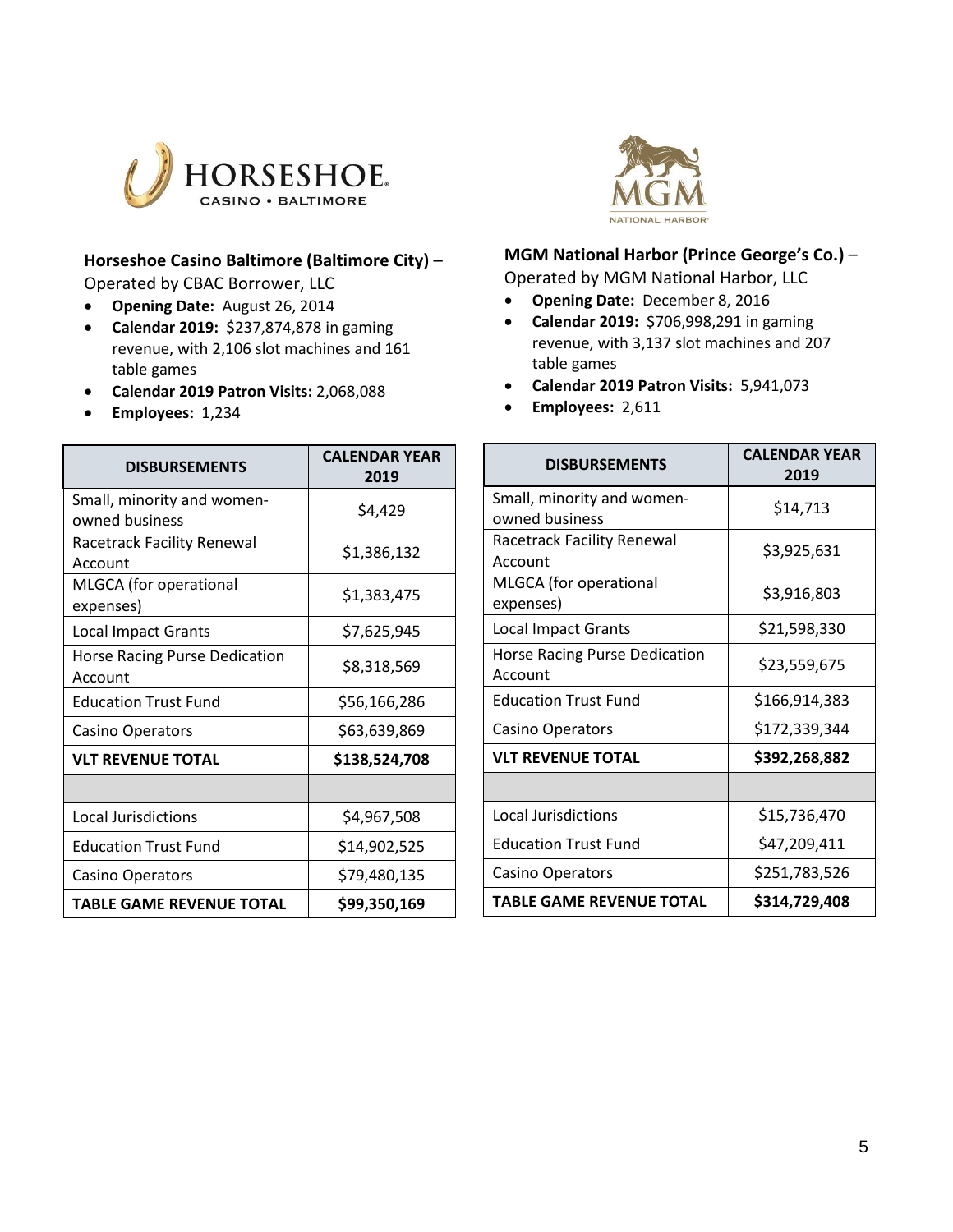### Horseshoe Casino Baltimore (Baltimore City) –

Operated by CBAC Borrower, LLC

- **Opening Date:** August 26, 2014
- **Calendar 2019:** $237,874,878 in gaming revenue, with 2,106 slot machines and 161 table games
- **Calendar 2019 Patron Visits:** 2,068,088
- **Employees:** 1,234

| DISBURSEMENTS | CALENDAR YEAR 2019 |
|---|---|
| Small, minority and women-owned business | $4,429 |
| Racetrack Facility Renewal Account | $1,386,132 |
| MLGCA (for operational expenses) | $1,383,475 |
| Local Impact Grants | $7,625,945 |
| Horse Racing Purse Dedication Account | $8,318,569 |
| Education Trust Fund | $56,166,286 |
| Casino Operators | $63,639,869 |
| **VLT REVENUE TOTAL** | **$138,524,708** |
| | |
| Local Jurisdictions | $4,967,508 |
| Education Trust Fund | $14,902,525 |
| Casino Operators | $79,480,135 |
| **TABLE GAME REVENUE TOTAL** | **$99,350,169** |

### MGM National Harbor (Prince George's Co.) –

Operated by MGM National Harbor, LLC

- **Opening Date:** December 8, 2016
- **Calendar 2019:** $706,998,291 in gaming revenue, with 3,137 slot machines and 207 table games
- **Calendar 2019 Patron Visits:** 5,941,073
- **Employees:** 2,611

| DISBURSEMENTS | CALENDAR YEAR 2019 |
|---|---|
| Small, minority and women-owned business | $14,713 |
| Racetrack Facility Renewal Account | $3,925,631 |
| MLGCA (for operational expenses) | $3,916,803 |
| Local Impact Grants | $21,598,330 |
| Horse Racing Purse Dedication Account | $23,559,675 |
| Education Trust Fund | $166,914,383 |
| Casino Operators | $172,339,344 |
| **VLT REVENUE TOTAL** | **$392,268,882** |
| | |
| Local Jurisdictions | $15,736,470 |
| Education Trust Fund | $47,209,411 |
| Casino Operators | $251,783,526 |
| **TABLE GAME REVENUE TOTAL** | **$314,729,408** |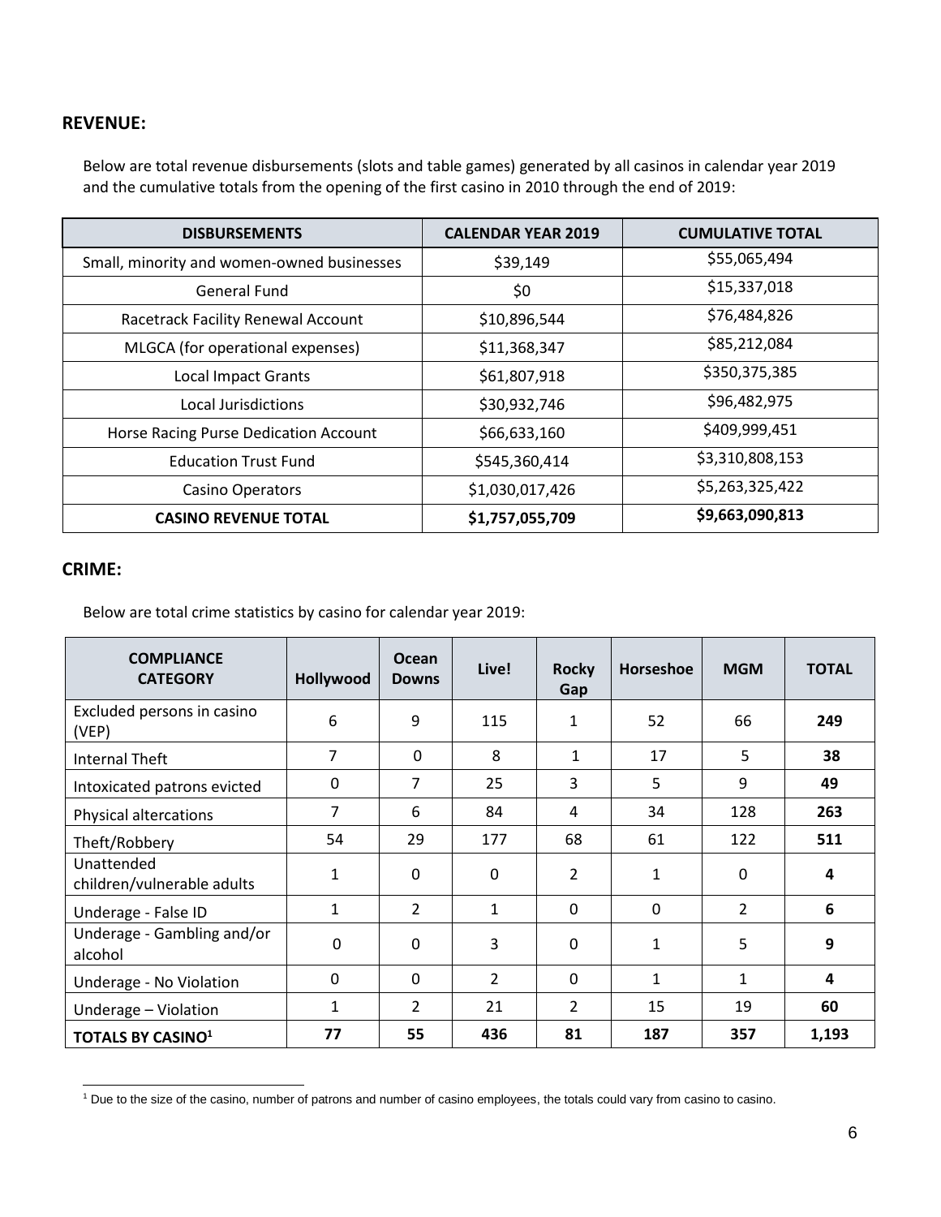## REVENUE:

Below are total revenue disbursements (slots and table games) generated by all casinos in calendar year 2019 and the cumulative totals from the opening of the first casino in 2010 through the end of 2019:

| DISBURSEMENTS | CALENDAR YEAR 2019 | CUMULATIVE TOTAL |
|---|---|---|
| Small, minority and women-owned businesses | $39,149 | $55,065,494 |
| General Fund | $0 | $15,337,018 |
| Racetrack Facility Renewal Account | $10,896,544 | $76,484,826 |
| MLGCA (for operational expenses) | $11,368,347 | $85,212,084 |
| Local Impact Grants | $61,807,918 | $350,375,385 |
| Local Jurisdictions | $30,932,746 | $96,482,975 |
| Horse Racing Purse Dedication Account | $66,633,160 | $409,999,451 |
| Education Trust Fund | $545,360,414 | $3,310,808,153 |
| Casino Operators | $1,030,017,426 | $5,263,325,422 |
| **CASINO REVENUE TOTAL** | **$1,757,055,709** | **$9,663,090,813** |

## CRIME:

Below are total crime statistics by casino for calendar year 2019:

| COMPLIANCE CATEGORY | Hollywood | Ocean Downs | Live! | Rocky Gap | Horseshoe | MGM | TOTAL |
|---|---|---|---|---|---|---|---|
| Excluded persons in casino (VEP) | 6 | 9 | 115 | 1 | 52 | 66 | **249** |
| Internal Theft | 7 | 0 | 8 | 1 | 17 | 5 | **38** |
| Intoxicated patrons evicted | 0 | 7 | 25 | 3 | 5 | 9 | **49** |
| Physical altercations | 7 | 6 | 84 | 4 | 34 | 128 | **263** |
| Theft/Robbery | 54 | 29 | 177 | 68 | 61 | 122 | **511** |
| Unattended children/vulnerable adults | 1 | 0 | 0 | 2 | 1 | 0 | **4** |
| Underage - False ID | 1 | 2 | 1 | 0 | 0 | 2 | **6** |
| Underage - Gambling and/or alcohol | 0 | 0 | 3 | 0 | 1 | 5 | **9** |
| Underage - No Violation | 0 | 0 | 2 | 0 | 1 | 1 | **4** |
| Underage – Violation | 1 | 2 | 21 | 2 | 15 | 19 | **60** |
| **TOTALS BY CASINO[1]** | **77** | **55** | **436** | **81** | **187** | **357** | **1,193** |

[1] Due to the size of the casino, number of patrons and number of casino employees, the totals could vary from casino to casino.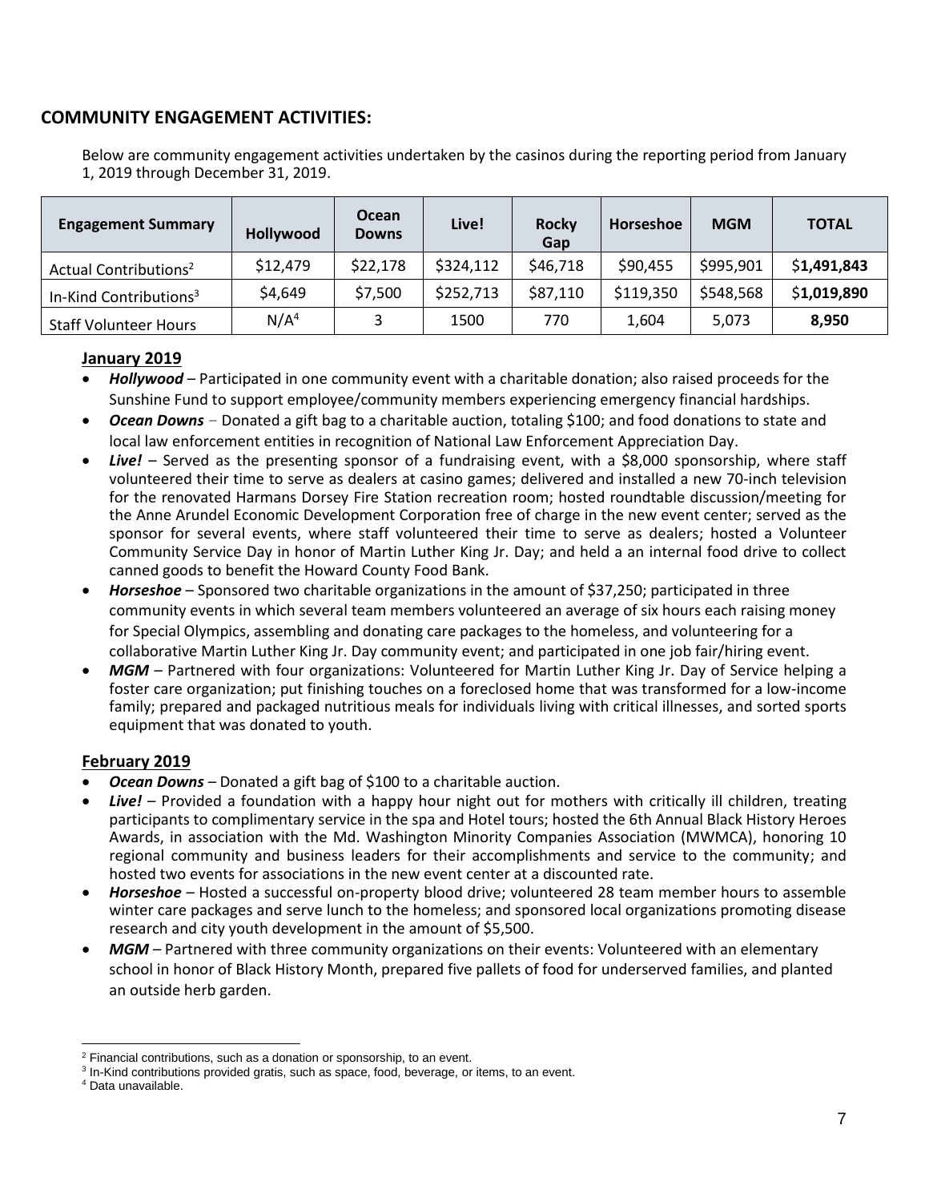## COMMUNITY ENGAGEMENT ACTIVITIES:

Below are community engagement activities undertaken by the casinos during the reporting period from January 1, 2019 through December 31, 2019.

| Engagement Summary | Hollywood | Ocean Downs | Live! | Rocky Gap | Horseshoe | MGM | TOTAL |
|---|---|---|---|---|---|---|---|
| Actual Contributions[2] | $12,479 | $22,178 | $324,112 | $46,718 | $90,455 | $995,901 | $**1,491,843** |
| In-Kind Contributions[3] | $4,649 | $7,500 | $252,713 | $87,110 | $119,350 | $548,568 | $**1,019,890** |
| Staff Volunteer Hours | N/A[4] | 3 | 1500 | 770 | 1,604 | 5,073 | **8,950** |

**January 2019**

- ***Hollywood*** – Participated in one community event with a charitable donation; also raised proceeds for the Sunshine Fund to support employee/community members experiencing emergency financial hardships.
- ***Ocean Downs*** – Donated a gift bag to a charitable auction, totaling $100; and food donations to state and local law enforcement entities in recognition of National Law Enforcement Appreciation Day.
- ***Live!*** – Served as the presenting sponsor of a fundraising event, with a $8,000 sponsorship, where staff volunteered their time to serve as dealers at casino games; delivered and installed a new 70-inch television for the renovated Harmans Dorsey Fire Station recreation room; hosted roundtable discussion/meeting for the Anne Arundel Economic Development Corporation free of charge in the new event center; served as the sponsor for several events, where staff volunteered their time to serve as dealers; hosted a Volunteer Community Service Day in honor of Martin Luther King Jr. Day; and held a an internal food drive to collect canned goods to benefit the Howard County Food Bank.
- ***Horseshoe*** – Sponsored two charitable organizations in the amount of $37,250; participated in three community events in which several team members volunteered an average of six hours each raising money for Special Olympics, assembling and donating care packages to the homeless, and volunteering for a collaborative Martin Luther King Jr. Day community event; and participated in one job fair/hiring event.
- ***MGM*** – Partnered with four organizations: Volunteered for Martin Luther King Jr. Day of Service helping a foster care organization; put finishing touches on a foreclosed home that was transformed for a low-income family; prepared and packaged nutritious meals for individuals living with critical illnesses, and sorted sports equipment that was donated to youth.

**February 2019**

- ***Ocean Downs*** – Donated a gift bag of $100 to a charitable auction.
- ***Live!*** – Provided a foundation with a happy hour night out for mothers with critically ill children, treating participants to complimentary service in the spa and Hotel tours; hosted the 6th Annual Black History Heroes Awards, in association with the Md. Washington Minority Companies Association (MWMCA), honoring 10 regional community and business leaders for their accomplishments and service to the community; and hosted two events for associations in the new event center at a discounted rate.
- ***Horseshoe*** – Hosted a successful on-property blood drive; volunteered 28 team member hours to assemble winter care packages and serve lunch to the homeless; and sponsored local organizations promoting disease research and city youth development in the amount of $5,500.
- ***MGM*** – Partnered with three community organizations on their events: Volunteered with an elementary school in honor of Black History Month, prepared five pallets of food for underserved families, and planted an outside herb garden.

---

[2] Financial contributions, such as a donation or sponsorship, to an event.

[3] In-Kind contributions provided gratis, such as space, food, beverage, or items, to an event.

[4] Data unavailable.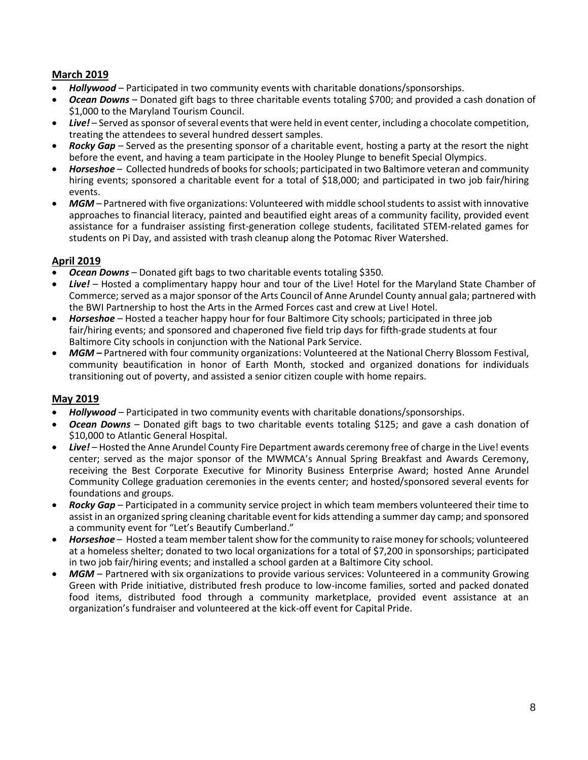## March 2019

- ***Hollywood*** – Participated in two community events with charitable donations/sponsorships.
- ***Ocean Downs*** – Donated gift bags to three charitable events totaling $700; and provided a cash donation of $1,000 to the Maryland Tourism Council.
- ***Live!*** – Served as sponsor of several events that were held in event center, including a chocolate competition, treating the attendees to several hundred dessert samples.
- ***Rocky Gap*** – Served as the presenting sponsor of a charitable event, hosting a party at the resort the night before the event, and having a team participate in the Hooley Plunge to benefit Special Olympics.
- ***Horseshoe*** – Collected hundreds of books for schools; participated in two Baltimore veteran and community hiring events; sponsored a charitable event for a total of $18,000; and participated in two job fair/hiring events.
- ***MGM*** – Partnered with five organizations: Volunteered with middle school students to assist with innovative approaches to financial literacy, painted and beautified eight areas of a community facility, provided event assistance for a fundraiser assisting first-generation college students, facilitated STEM-related games for students on Pi Day, and assisted with trash cleanup along the Potomac River Watershed.

## April 2019

- ***Ocean Downs*** – Donated gift bags to two charitable events totaling $350.
- ***Live!*** – Hosted a complimentary happy hour and tour of the Live! Hotel for the Maryland State Chamber of Commerce; served as a major sponsor of the Arts Council of Anne Arundel County annual gala; partnered with the BWI Partnership to host the Arts in the Armed Forces cast and crew at Live! Hotel.
- ***Horseshoe*** – Hosted a teacher happy hour for four Baltimore City schools; participated in three job fair/hiring events; and sponsored and chaperoned five field trip days for fifth-grade students at four Baltimore City schools in conjunction with the National Park Service.
- ***MGM*** – Partnered with four community organizations: Volunteered at the National Cherry Blossom Festival, community beautification in honor of Earth Month, stocked and organized donations for individuals transitioning out of poverty, and assisted a senior citizen couple with home repairs.

## May 2019

- ***Hollywood*** – Participated in two community events with charitable donations/sponsorships.
- ***Ocean Downs*** – Donated gift bags to two charitable events totaling $125; and gave a cash donation of $10,000 to Atlantic General Hospital.
- ***Live!*** – Hosted the Anne Arundel County Fire Department awards ceremony free of charge in the Live! events center; served as the major sponsor of the MWMCA's Annual Spring Breakfast and Awards Ceremony, receiving the Best Corporate Executive for Minority Business Enterprise Award; hosted Anne Arundel Community College graduation ceremonies in the events center; and hosted/sponsored several events for foundations and groups.
- ***Rocky Gap*** – Participated in a community service project in which team members volunteered their time to assist in an organized spring cleaning charitable event for kids attending a summer day camp; and sponsored a community event for "Let's Beautify Cumberland."
- ***Horseshoe*** – Hosted a team member talent show for the community to raise money for schools; volunteered at a homeless shelter; donated to two local organizations for a total of $7,200 in sponsorships; participated in two job fair/hiring events; and installed a school garden at a Baltimore City school.
- ***MGM*** – Partnered with six organizations to provide various services: Volunteered in a community Growing Green with Pride initiative, distributed fresh produce to low-income families, sorted and packed donated food items, distributed food through a community marketplace, provided event assistance at an organization's fundraiser and volunteered at the kick-off event for Capital Pride.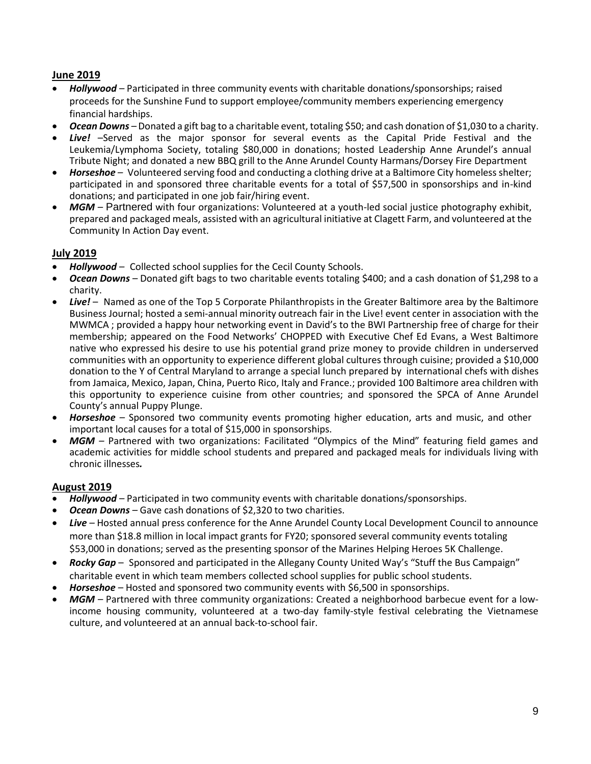## June 2019

- ***Hollywood*** – Participated in three community events with charitable donations/sponsorships; raised proceeds for the Sunshine Fund to support employee/community members experiencing emergency financial hardships.
- ***Ocean Downs*** – Donated a gift bag to a charitable event, totaling $50; and cash donation of $1,030 to a charity.
- ***Live!*** –Served as the major sponsor for several events as the Capital Pride Festival and the Leukemia/Lymphoma Society, totaling $80,000 in donations; hosted Leadership Anne Arundel's annual Tribute Night; and donated a new BBQ grill to the Anne Arundel County Harmans/Dorsey Fire Department
- ***Horseshoe*** – Volunteered serving food and conducting a clothing drive at a Baltimore City homeless shelter; participated in and sponsored three charitable events for a total of $57,500 in sponsorships and in-kind donations; and participated in one job fair/hiring event.
- ***MGM*** – Partnered with four organizations: Volunteered at a youth-led social justice photography exhibit, prepared and packaged meals, assisted with an agricultural initiative at Clagett Farm, and volunteered at the Community In Action Day event.

## July 2019

- ***Hollywood*** – Collected school supplies for the Cecil County Schools.
- ***Ocean Downs*** – Donated gift bags to two charitable events totaling $400; and a cash donation of $1,298 to a charity.
- ***Live!*** – Named as one of the Top 5 Corporate Philanthropists in the Greater Baltimore area by the Baltimore Business Journal; hosted a semi-annual minority outreach fair in the Live! event center in association with the MWMCA ; provided a happy hour networking event in David's to the BWI Partnership free of charge for their membership; appeared on the Food Networks' CHOPPED with Executive Chef Ed Evans, a West Baltimore native who expressed his desire to use his potential grand prize money to provide children in underserved communities with an opportunity to experience different global cultures through cuisine; provided a $10,000 donation to the Y of Central Maryland to arrange a special lunch prepared by international chefs with dishes from Jamaica, Mexico, Japan, China, Puerto Rico, Italy and France.; provided 100 Baltimore area children with this opportunity to experience cuisine from other countries; and sponsored the SPCA of Anne Arundel County's annual Puppy Plunge.
- ***Horseshoe*** – Sponsored two community events promoting higher education, arts and music, and other important local causes for a total of $15,000 in sponsorships.
- ***MGM*** – Partnered with two organizations: Facilitated "Olympics of the Mind" featuring field games and academic activities for middle school students and prepared and packaged meals for individuals living with chronic illnesses***.***

## August 2019

- ***Hollywood*** – Participated in two community events with charitable donations/sponsorships.
- ***Ocean Downs*** – Gave cash donations of $2,320 to two charities.
- ***Live*** – Hosted annual press conference for the Anne Arundel County Local Development Council to announce more than $18.8 million in local impact grants for FY20; sponsored several community events totaling $53,000 in donations; served as the presenting sponsor of the Marines Helping Heroes 5K Challenge.
- ***Rocky Gap*** – Sponsored and participated in the Allegany County United Way's "Stuff the Bus Campaign" charitable event in which team members collected school supplies for public school students.
- ***Horseshoe*** – Hosted and sponsored two community events with $6,500 in sponsorships.
- ***MGM*** – Partnered with three community organizations: Created a neighborhood barbecue event for a low-income housing community, volunteered at a two-day family-style festival celebrating the Vietnamese culture, and volunteered at an annual back-to-school fair.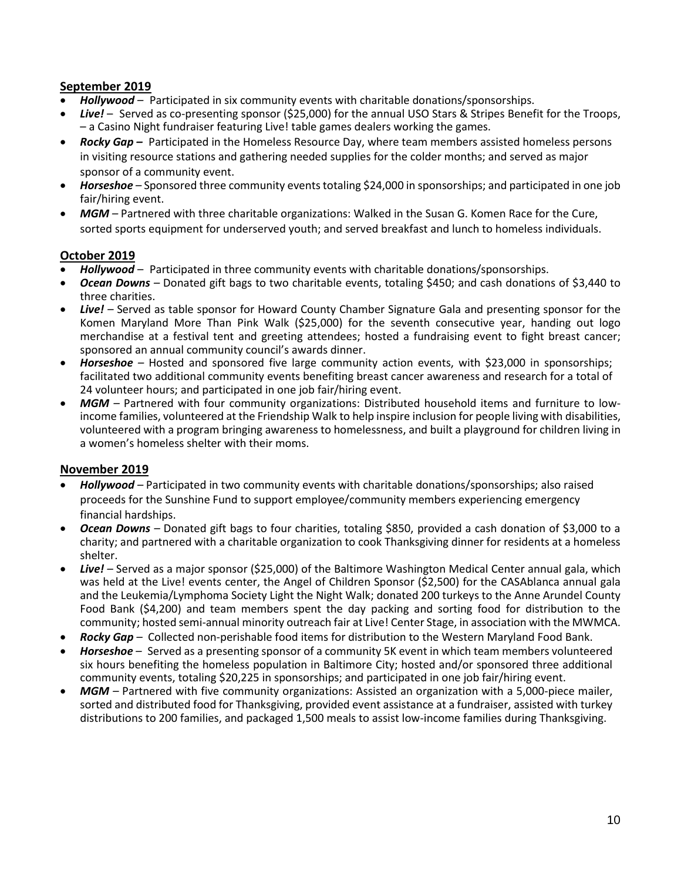## September 2019

- ***Hollywood*** – Participated in six community events with charitable donations/sponsorships.
- ***Live!*** – Served as co-presenting sponsor ($25,000) for the annual USO Stars & Stripes Benefit for the Troops, – a Casino Night fundraiser featuring Live! table games dealers working the games.
- ***Rocky Gap –*** Participated in the Homeless Resource Day, where team members assisted homeless persons in visiting resource stations and gathering needed supplies for the colder months; and served as major sponsor of a community event.
- ***Horseshoe*** – Sponsored three community events totaling $24,000 in sponsorships; and participated in one job fair/hiring event.
- ***MGM*** – Partnered with three charitable organizations: Walked in the Susan G. Komen Race for the Cure, sorted sports equipment for underserved youth; and served breakfast and lunch to homeless individuals.

## October 2019

- ***Hollywood*** – Participated in three community events with charitable donations/sponsorships.
- ***Ocean Downs*** – Donated gift bags to two charitable events, totaling $450; and cash donations of $3,440 to three charities.
- ***Live!*** – Served as table sponsor for Howard County Chamber Signature Gala and presenting sponsor for the Komen Maryland More Than Pink Walk ($25,000) for the seventh consecutive year, handing out logo merchandise at a festival tent and greeting attendees; hosted a fundraising event to fight breast cancer; sponsored an annual community council's awards dinner.
- ***Horseshoe*** – Hosted and sponsored five large community action events, with $23,000 in sponsorships; facilitated two additional community events benefiting breast cancer awareness and research for a total of 24 volunteer hours; and participated in one job fair/hiring event.
- ***MGM*** – Partnered with four community organizations: Distributed household items and furniture to low-income families, volunteered at the Friendship Walk to help inspire inclusion for people living with disabilities, volunteered with a program bringing awareness to homelessness, and built a playground for children living in a women's homeless shelter with their moms.

## November 2019

- ***Hollywood*** – Participated in two community events with charitable donations/sponsorships; also raised proceeds for the Sunshine Fund to support employee/community members experiencing emergency financial hardships.
- ***Ocean Downs*** – Donated gift bags to four charities, totaling $850, provided a cash donation of $3,000 to a charity; and partnered with a charitable organization to cook Thanksgiving dinner for residents at a homeless shelter.
- ***Live!*** – Served as a major sponsor ($25,000) of the Baltimore Washington Medical Center annual gala, which was held at the Live! events center, the Angel of Children Sponsor ($2,500) for the CASAblanca annual gala and the Leukemia/Lymphoma Society Light the Night Walk; donated 200 turkeys to the Anne Arundel County Food Bank ($4,200) and team members spent the day packing and sorting food for distribution to the community; hosted semi-annual minority outreach fair at Live! Center Stage, in association with the MWMCA.
- ***Rocky Gap*** – Collected non-perishable food items for distribution to the Western Maryland Food Bank.
- ***Horseshoe*** – Served as a presenting sponsor of a community 5K event in which team members volunteered six hours benefiting the homeless population in Baltimore City; hosted and/or sponsored three additional community events, totaling $20,225 in sponsorships; and participated in one job fair/hiring event.
- ***MGM*** – Partnered with five community organizations: Assisted an organization with a 5,000-piece mailer, sorted and distributed food for Thanksgiving, provided event assistance at a fundraiser, assisted with turkey distributions to 200 families, and packaged 1,500 meals to assist low-income families during Thanksgiving.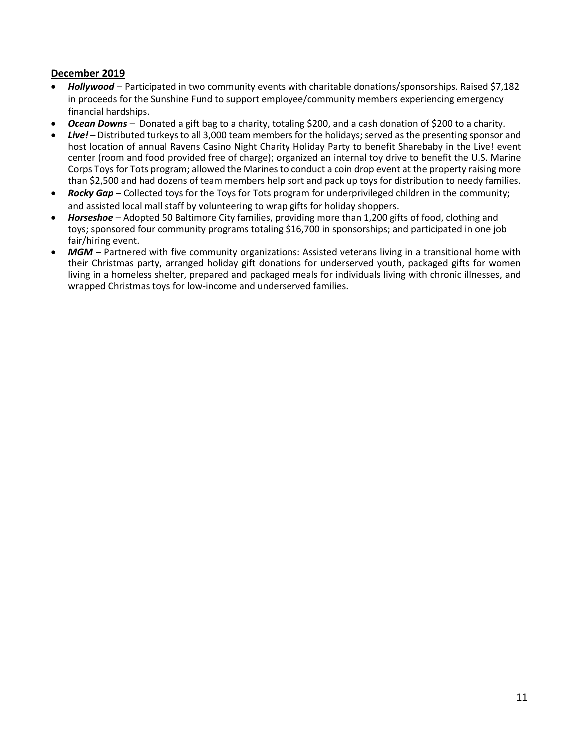**December 2019**

- ***Hollywood*** – Participated in two community events with charitable donations/sponsorships. Raised $7,182 in proceeds for the Sunshine Fund to support employee/community members experiencing emergency financial hardships.
- ***Ocean Downs*** – Donated a gift bag to a charity, totaling $200, and a cash donation of $200 to a charity.
- ***Live!*** – Distributed turkeys to all 3,000 team members for the holidays; served as the presenting sponsor and host location of annual Ravens Casino Night Charity Holiday Party to benefit Sharebaby in the Live! event center (room and food provided free of charge); organized an internal toy drive to benefit the U.S. Marine Corps Toys for Tots program; allowed the Marines to conduct a coin drop event at the property raising more than $2,500 and had dozens of team members help sort and pack up toys for distribution to needy families.
- ***Rocky Gap*** – Collected toys for the Toys for Tots program for underprivileged children in the community; and assisted local mall staff by volunteering to wrap gifts for holiday shoppers.
- ***Horseshoe*** – Adopted 50 Baltimore City families, providing more than 1,200 gifts of food, clothing and toys; sponsored four community programs totaling $16,700 in sponsorships; and participated in one job fair/hiring event.
- ***MGM*** – Partnered with five community organizations: Assisted veterans living in a transitional home with their Christmas party, arranged holiday gift donations for underserved youth, packaged gifts for women living in a homeless shelter, prepared and packaged meals for individuals living with chronic illnesses, and wrapped Christmas toys for low-income and underserved families.